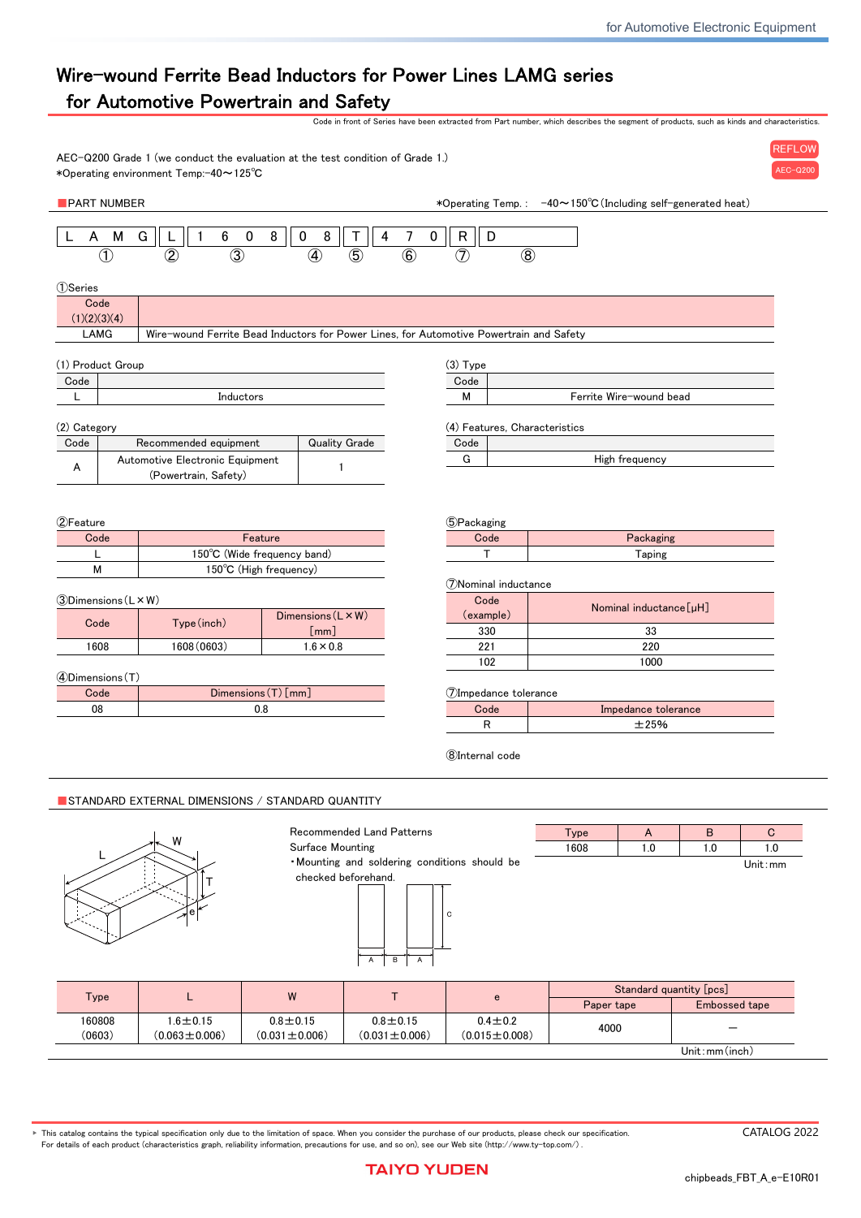# Wire-wound Ferrite Bead Inductors for Power Lines LAMG series for Automotive Powertrain and Safety

Code in front of Series have been extracted from Part number, which describes the segment of products, such as kinds and characteristics.

AEC-Q200 Grade 1 (we conduct the evaluation at the test condition of Grade 1.)
*Operating environment Temp:-40～125℃

REFLOW
AEC-Q200

## PART NUMBER

*Operating Temp. : -40～150℃(Including self-generated heat)

| L | A | M | G | L | 1 | 6 | 0 | 8 | 0 | 8 | T | 4 | 7 | 0 | R | D |
|---|---|---|---|---|---|---|---|---|---|---|---|---|---|---|---|---|

①　②　③　④　⑤　⑥　⑦　⑧

①Series

| Code (1)(2)(3)(4) | |
|---|---|
| LAMG | Wire-wound Ferrite Bead Inductors for Power Lines, for Automotive Powertrain and Safety |

(1) Product Group

| Code | |
|---|---|
| L | Inductors |

(2) Category

| Code | Recommended equipment | Quality Grade |
|---|---|---|
| A | Automotive Electronic Equipment (Powertrain, Safety) | 1 |

(3) Type

| Code | |
|---|---|
| M | Ferrite Wire-wound bead |

(4) Features, Characteristics

| Code | |
|---|---|
| G | High frequency |

②Feature

| Code | Feature |
|---|---|
| L | 150℃ (Wide frequency band) |
| M | 150℃ (High frequency) |

③Dimensions (L×W)

| Code | Type (inch) | Dimensions (L×W) [mm] |
|---|---|---|
| 1608 | 1608 (0603) | 1.6×0.8 |

④Dimensions (T)

| Code | Dimensions (T) [mm] |
|---|---|
| 08 | 0.8 |

⑤Packaging

| Code | Packaging |
|---|---|
| T | Taping |

⑦Nominal inductance

| Code (example) | Nominal inductance [μH] |
|---|---|
| 330 | 33 |
| 221 | 220 |
| 102 | 1000 |

⑦Impedance tolerance

| Code | Impedance tolerance |
|---|---|
| R | ±25% |

⑧Internal code

## STANDARD EXTERNAL DIMENSIONS / STANDARD QUANTITY

L　W　T　e

Recommended Land Patterns
Surface Mounting
・Mounting and soldering conditions should be checked beforehand.

A　B　A　C

| Type | A | B | C |
|---|---|---|---|
| 1608 | 1.0 | 1.0 | 1.0 |

Unit: mm

| Type | L | W | T | e | Standard quantity [pcs] | |
|---|---|---|---|---|---|---|
| | | | | | Paper tape | Embossed tape |
| 160808 (0603) | 1.6±0.15 (0.063±0.006) | 0.8±0.15 (0.031±0.006) | 0.8±0.15 (0.031±0.006) | 0.4±0.2 (0.015±0.008) | 4000 | — |

Unit: mm (inch)

This catalog contains the typical specification only due to the limitation of space. When you consider the purchase of our products, please check our specification. For details of each product (characteristics graph, reliability information, precautions for use, and so on), see our Web site (http://www.ty-top.com/).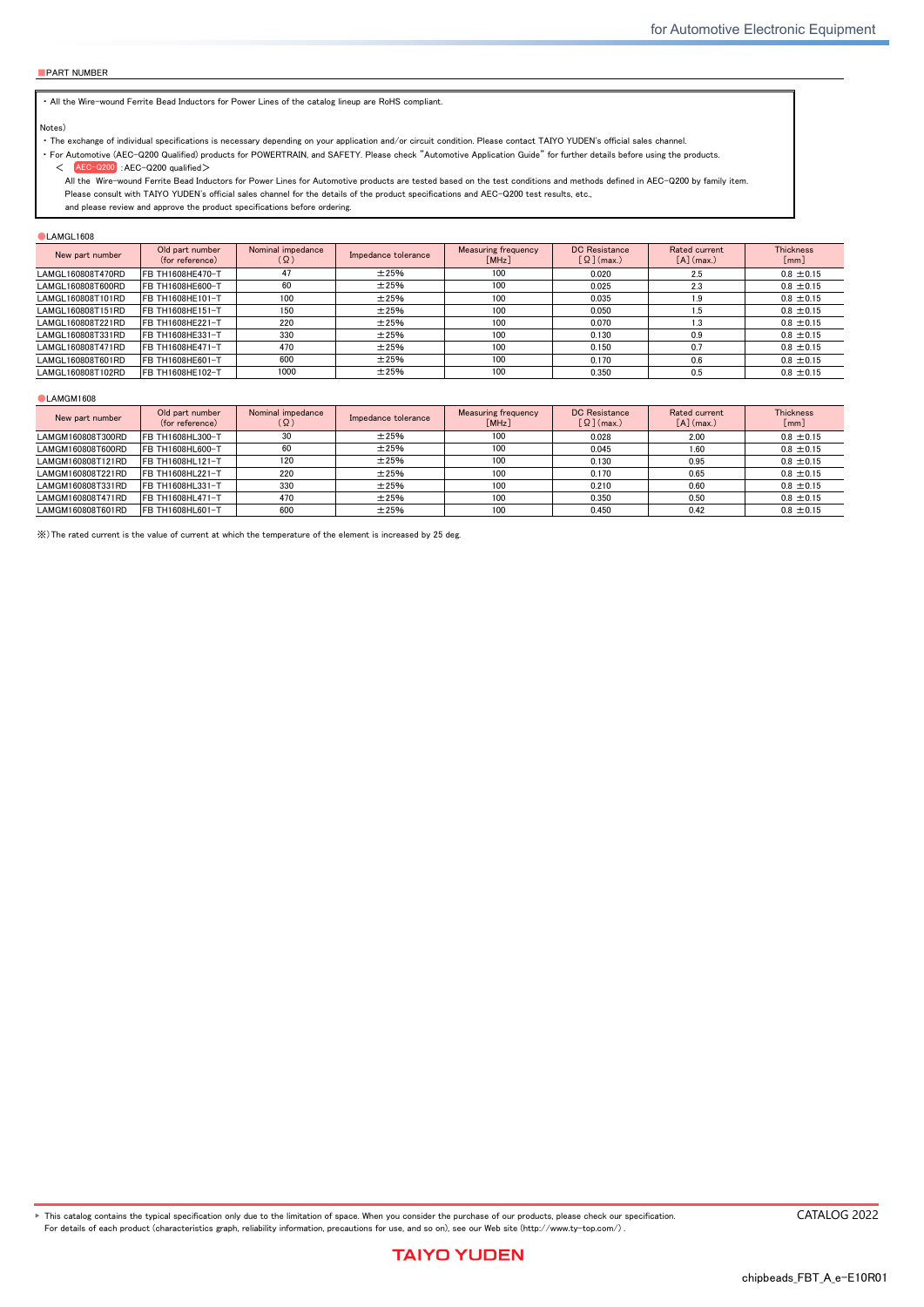## PART NUMBER

・All the Wire-wound Ferrite Bead Inductors for Power Lines of the catalog lineup are RoHS compliant.

Notes)

・The exchange of individual specifications is necessary depending on your application and/or circuit condition. Please contact TAIYO YUDEN's official sales channel.

・For Automotive (AEC-Q200 Qualified) products for POWERTRAIN, and SAFETY. Please check "Automotive Application Guide" for further details before using the products.

＜ AEC-Q200 :AEC-Q200 qualified＞

All the Wire-wound Ferrite Bead Inductors for Power Lines for Automotive products are tested based on the test conditions and methods defined in AEC-Q200 by family item.
Please consult with TAIYO YUDEN's official sales channel for the details of the product specifications and AEC-Q200 test results, etc.,
and please review and approve the product specifications before ordering.

### ●LAMGL1608

| New part number | Old part number (for reference) | Nominal impedance (Ω) | Impedance tolerance | Measuring frequency [MHz] | DC Resistance [Ω] (max.) | Rated current [A] (max.) | Thickness [mm] |
|---|---|---|---|---|---|---|---|
| LAMGL160808T470RD | FB TH1608HE470-T | 47 | ±25% | 100 | 0.020 | 2.5 | 0.8 ±0.15 |
| LAMGL160808T600RD | FB TH1608HE600-T | 60 | ±25% | 100 | 0.025 | 2.3 | 0.8 ±0.15 |
| LAMGL160808T101RD | FB TH1608HE101-T | 100 | ±25% | 100 | 0.035 | 1.9 | 0.8 ±0.15 |
| LAMGL160808T151RD | FB TH1608HE151-T | 150 | ±25% | 100 | 0.050 | 1.5 | 0.8 ±0.15 |
| LAMGL160808T221RD | FB TH1608HE221-T | 220 | ±25% | 100 | 0.070 | 1.3 | 0.8 ±0.15 |
| LAMGL160808T331RD | FB TH1608HE331-T | 330 | ±25% | 100 | 0.130 | 0.9 | 0.8 ±0.15 |
| LAMGL160808T471RD | FB TH1608HE471-T | 470 | ±25% | 100 | 0.150 | 0.7 | 0.8 ±0.15 |
| LAMGL160808T601RD | FB TH1608HE601-T | 600 | ±25% | 100 | 0.170 | 0.6 | 0.8 ±0.15 |
| LAMGL160808T102RD | FB TH1608HE102-T | 1000 | ±25% | 100 | 0.350 | 0.5 | 0.8 ±0.15 |

### ●LAMGM1608

| New part number | Old part number (for reference) | Nominal impedance (Ω) | Impedance tolerance | Measuring frequency [MHz] | DC Resistance [Ω] (max.) | Rated current [A] (max.) | Thickness [mm] |
|---|---|---|---|---|---|---|---|
| LAMGM160808T300RD | FB TH1608HL300-T | 30 | ±25% | 100 | 0.028 | 2.00 | 0.8 ±0.15 |
| LAMGM160808T600RD | FB TH1608HL600-T | 60 | ±25% | 100 | 0.045 | 1.60 | 0.8 ±0.15 |
| LAMGM160808T121RD | FB TH1608HL121-T | 120 | ±25% | 100 | 0.130 | 0.95 | 0.8 ±0.15 |
| LAMGM160808T221RD | FB TH1608HL221-T | 220 | ±25% | 100 | 0.170 | 0.65 | 0.8 ±0.15 |
| LAMGM160808T331RD | FB TH1608HL331-T | 330 | ±25% | 100 | 0.210 | 0.60 | 0.8 ±0.15 |
| LAMGM160808T471RD | FB TH1608HL471-T | 470 | ±25% | 100 | 0.350 | 0.50 | 0.8 ±0.15 |
| LAMGM160808T601RD | FB TH1608HL601-T | 600 | ±25% | 100 | 0.450 | 0.42 | 0.8 ±0.15 |

※) The rated current is the value of current at which the temperature of the element is increased by 25 deg.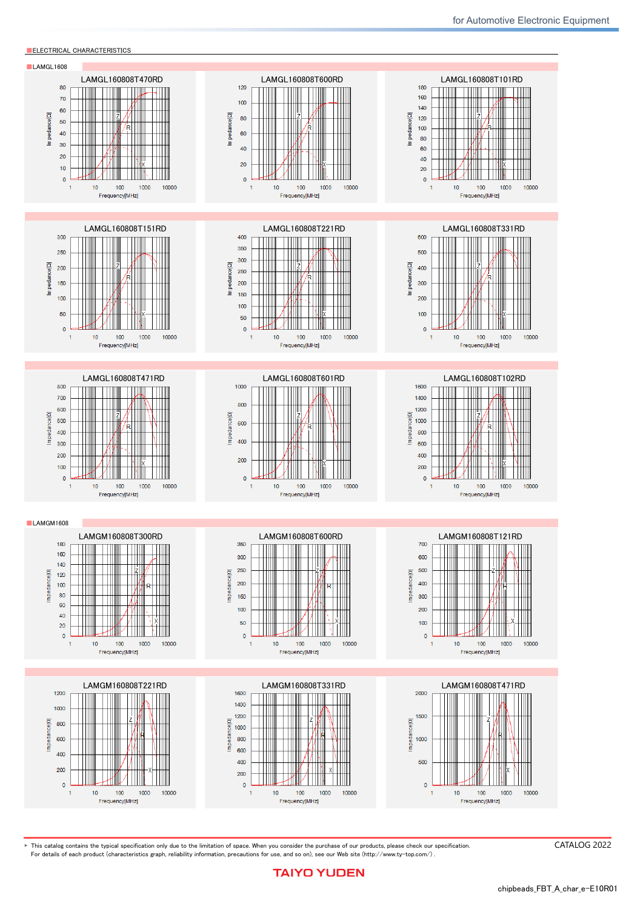## ELECTRICAL CHARACTERISTICS

### LAMGL1608

**LAMGL160808T470RD**

**LAMGL160808T600RD**

**LAMGL160808T101RD**

**LAMGL160808T151RD**

**LAMGL160808T221RD**

**LAMGL160808T331RD**

**LAMGL160808T471RD**

**LAMGL160808T601RD**

**LAMGL160808T102RD**

### LAMGM1608

**LAMGM160808T300RD**

**LAMGM160808T600RD**

**LAMGM160808T121RD**

**LAMGM160808T221RD**

**LAMGM160808T331RD**

**LAMGM160808T471RD**

▸ This catalog contains the typical specification only due to the limitation of space. When you consider the purchase of our products, please check our specification.
For details of each product (characteristics graph, reliability information, precautions for use, and so on), see our Web site (http://www.ty-top.com/).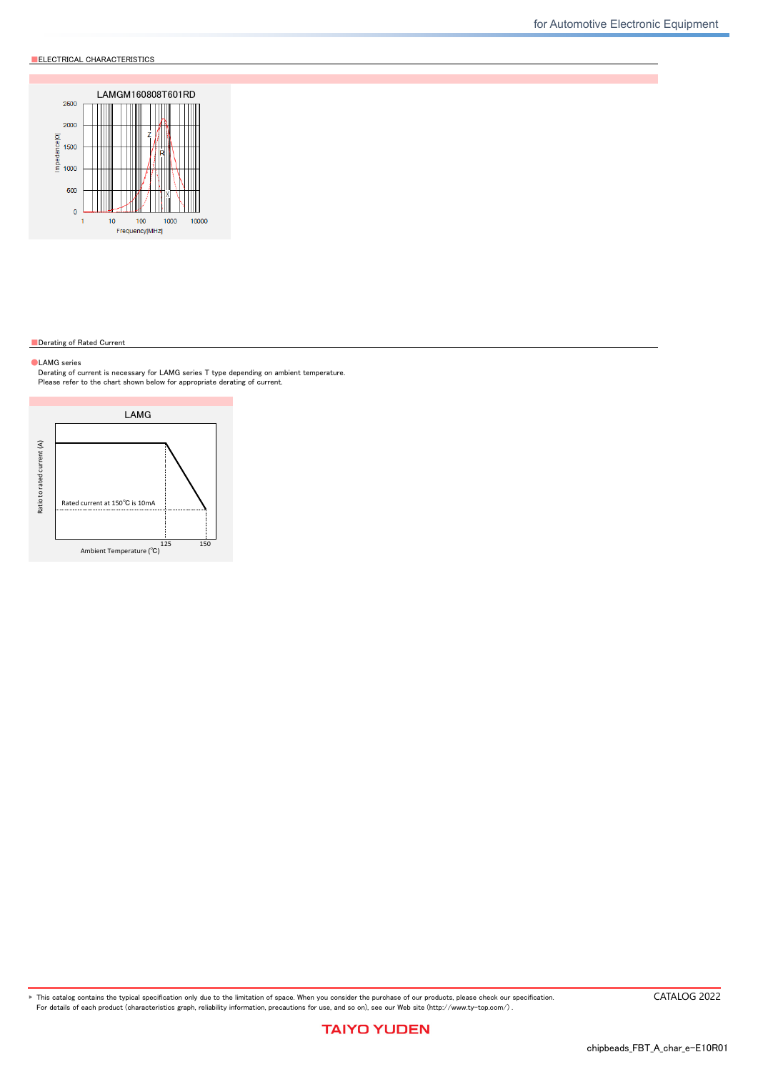## ELECTRICAL CHARACTERISTICS

LAMGM160808T601RD

Impedance[Ω]: 0, 500, 1000, 1500, 2000, 2500

Frequency[MHz]: 1, 10, 100, 1000, 10000

Z, R, X

## Derating of Rated Current

**LAMG series**

Derating of current is necessary for LAMG series T type depending on ambient temperature.
Please refer to the chart shown below for appropriate derating of current.

LAMG

Ratio to rated current (A)

Rated current at 150℃ is 10mA

Ambient Temperature (℃): 125, 150

▸ This catalog contains the typical specification only due to the limitation of space. When you consider the purchase of our products, please check our specification.
For details of each product (characteristics graph, reliability information, precautions for use, and so on), see our Web site (http://www.ty-top.com/) .